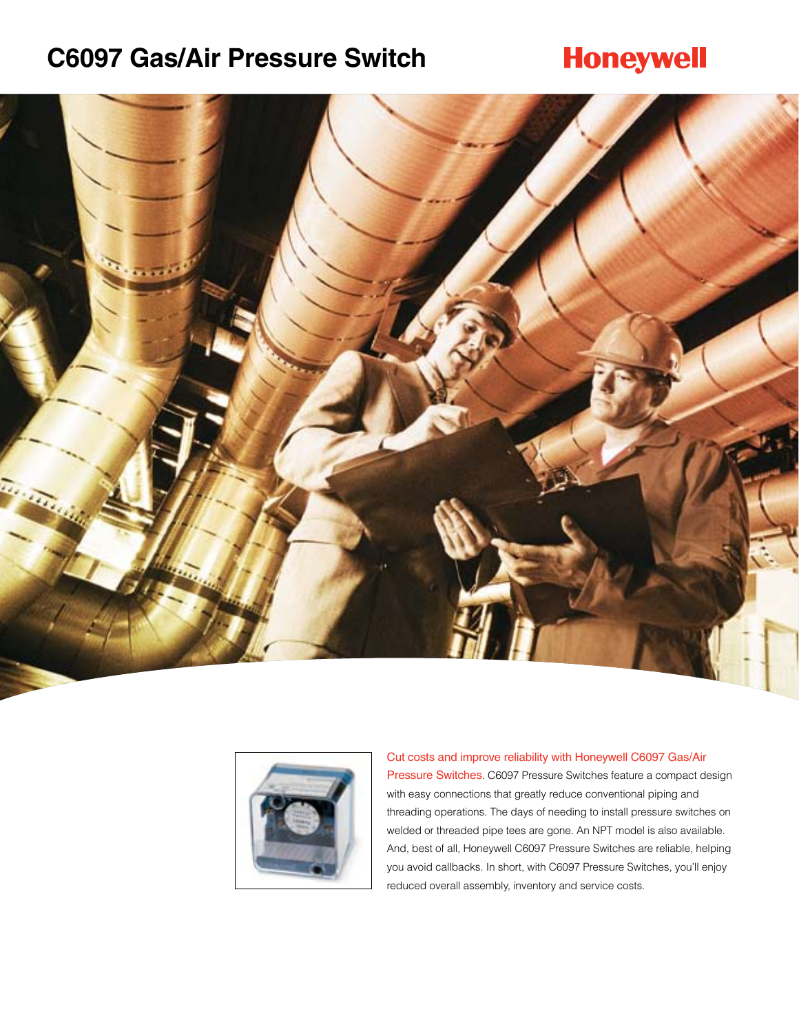# C6097 Gas/Air Pressure Switch

Honeywell

Cut costs and improve reliability with Honeywell C6097 Gas/Air Pressure Switches. C6097 Pressure Switches feature a compact design with easy connections that greatly reduce conventional piping and threading operations. The days of needing to install pressure switches on welded or threaded pipe tees are gone. An NPT model is also available. And, best of all, Honeywell C6097 Pressure Switches are reliable, helping you avoid callbacks. In short, with C6097 Pressure Switches, you'll enjoy reduced overall assembly, inventory and service costs.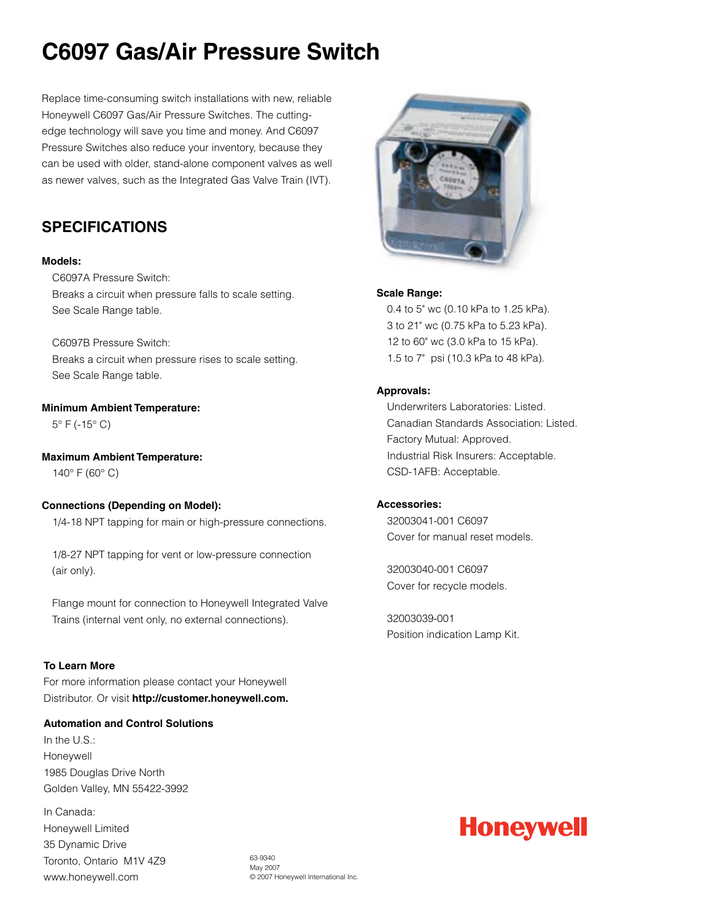# C6097 Gas/Air Pressure Switch

Replace time-consuming switch installations with new, reliable Honeywell C6097 Gas/Air Pressure Switches. The cutting-edge technology will save you time and money. And C6097 Pressure Switches also reduce your inventory, because they can be used with older, stand-alone component valves as well as newer valves, such as the Integrated Gas Valve Train (IVT).

## SPECIFICATIONS

**Models:**

C6097A Pressure Switch:
Breaks a circuit when pressure falls to scale setting.
See Scale Range table.

C6097B Pressure Switch:
Breaks a circuit when pressure rises to scale setting.
See Scale Range table.

**Minimum Ambient Temperature:**

5° F (-15° C)

**Maximum Ambient Temperature:**

140° F (60° C)

**Connections (Depending on Model):**

1/4-18 NPT tapping for main or high-pressure connections.

1/8-27 NPT tapping for vent or low-pressure connection (air only).

Flange mount for connection to Honeywell Integrated Valve Trains (internal vent only, no external connections).

**Scale Range:**

0.4 to 5" wc (0.10 kPa to 1.25 kPa).
3 to 21" wc (0.75 kPa to 5.23 kPa).
12 to 60" wc (3.0 kPa to 15 kPa).
1.5 to 7" psi (10.3 kPa to 48 kPa).

**Approvals:**

Underwriters Laboratories: Listed.
Canadian Standards Association: Listed.
Factory Mutual: Approved.
Industrial Risk Insurers: Acceptable.
CSD-1AFB: Acceptable.

**Accessories:**

32003041-001 C6097
Cover for manual reset models.

32003040-001 C6097
Cover for recycle models.

32003039-001
Position indication Lamp Kit.

**To Learn More**

For more information please contact your Honeywell Distributor. Or visit **http://customer.honeywell.com.**

**Automation and Control Solutions**

In the U.S.:
Honeywell
1985 Douglas Drive North
Golden Valley, MN 55422-3992

In Canada:
Honeywell Limited
35 Dynamic Drive
Toronto, Ontario M1V 4Z9
www.honeywell.com

63-9340
May 2007
© 2007 Honeywell International Inc.

Honeywell